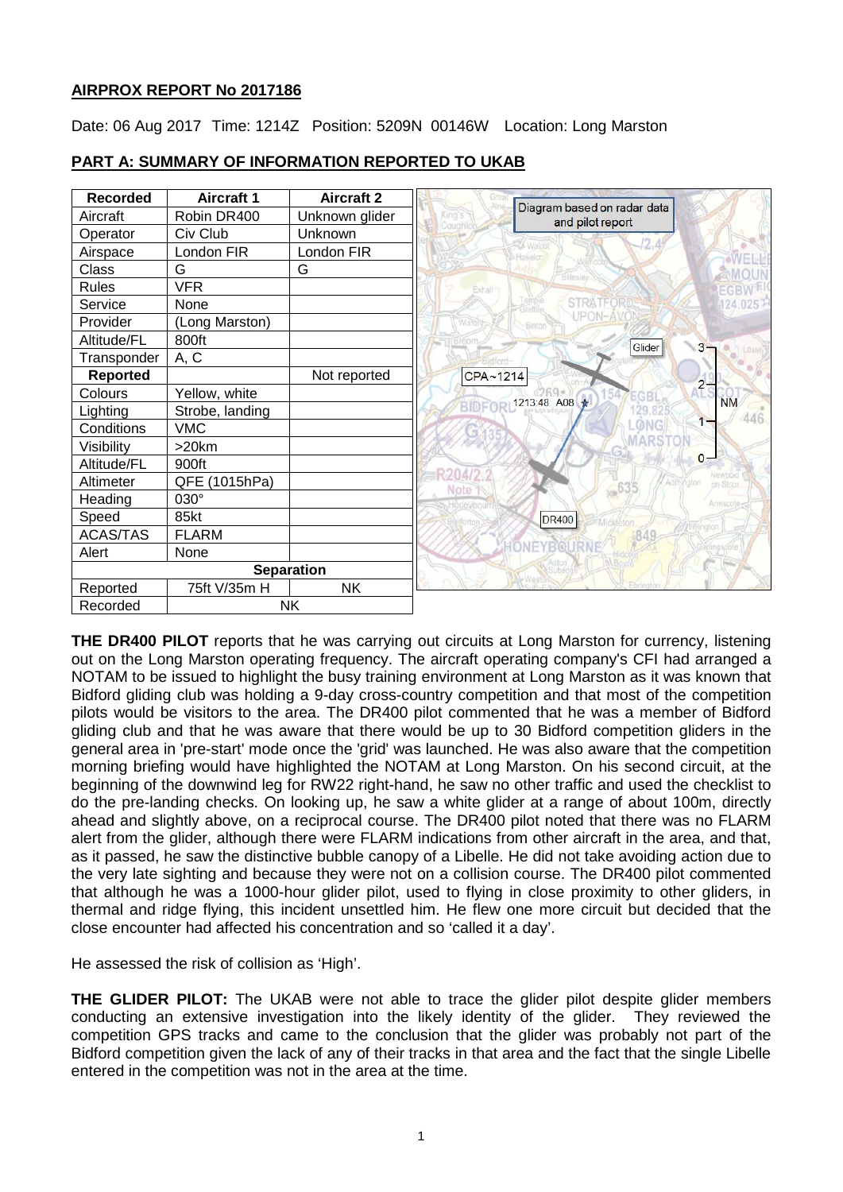**AIRPROX REPORT No 2017186**

Date: 06 Aug 2017 Time: 1214Z Position: 5209N 00146W Location: Long Marston

## PART A: SUMMARY OF INFORMATION REPORTED TO UKAB

| Recorded | Aircraft 1 | Aircraft 2 |
|---|---|---|
| Aircraft | Robin DR400 | Unknown glider |
| Operator | Civ Club | Unknown |
| Airspace | London FIR | London FIR |
| Class | G | G |
| Rules | VFR | |
| Service | None | |
| Provider | (Long Marston) | |
| Altitude/FL | 800ft | |
| Transponder | A, C | |
| **Reported** | | Not reported |
| Colours | Yellow, white | |
| Lighting | Strobe, landing | |
| Conditions | VMC | |
| Visibility | >20km | |
| Altitude/FL | 900ft | |
| Altimeter | QFE (1015hPa) | |
| Heading | 030° | |
| Speed | 85kt | |
| ACAS/TAS | FLARM | |
| Alert | None | |
| **Separation** | | |
| Reported | 75ft V/35m H | NK |
| Recorded | NK | |

Diagram based on radar data and pilot report

**THE DR400 PILOT** reports that he was carrying out circuits at Long Marston for currency, listening out on the Long Marston operating frequency. The aircraft operating company's CFI had arranged a NOTAM to be issued to highlight the busy training environment at Long Marston as it was known that Bidford gliding club was holding a 9-day cross-country competition and that most of the competition pilots would be visitors to the area. The DR400 pilot commented that he was a member of Bidford gliding club and that he was aware that there would be up to 30 Bidford competition gliders in the general area in 'pre-start' mode once the 'grid' was launched. He was also aware that the competition morning briefing would have highlighted the NOTAM at Long Marston. On his second circuit, at the beginning of the downwind leg for RW22 right-hand, he saw no other traffic and used the checklist to do the pre-landing checks. On looking up, he saw a white glider at a range of about 100m, directly ahead and slightly above, on a reciprocal course. The DR400 pilot noted that there was no FLARM alert from the glider, although there were FLARM indications from other aircraft in the area, and that, as it passed, he saw the distinctive bubble canopy of a Libelle. He did not take avoiding action due to the very late sighting and because they were not on a collision course. The DR400 pilot commented that although he was a 1000-hour glider pilot, used to flying in close proximity to other gliders, in thermal and ridge flying, this incident unsettled him. He flew one more circuit but decided that the close encounter had affected his concentration and so 'called it a day'.

He assessed the risk of collision as 'High'.

**THE GLIDER PILOT:** The UKAB were not able to trace the glider pilot despite glider members conducting an extensive investigation into the likely identity of the glider. They reviewed the competition GPS tracks and came to the conclusion that the glider was probably not part of the Bidford competition given the lack of any of their tracks in that area and the fact that the single Libelle entered in the competition was not in the area at the time.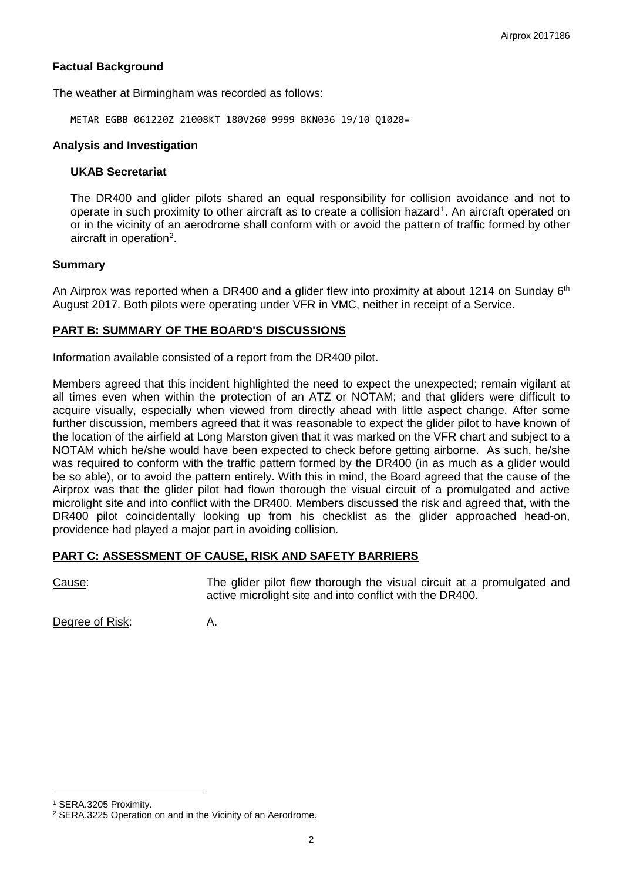**Factual Background**

The weather at Birmingham was recorded as follows:

```
METAR EGBB 061220Z 21008KT 180V260 9999 BKN036 19/10 Q1020=
```

**Analysis and Investigation**

**UKAB Secretariat**

The DR400 and glider pilots shared an equal responsibility for collision avoidance and not to operate in such proximity to other aircraft as to create a collision hazard[1]. An aircraft operated on or in the vicinity of an aerodrome shall conform with or avoid the pattern of traffic formed by other aircraft in operation[2].

**Summary**

An Airprox was reported when a DR400 and a glider flew into proximity at about 1214 on Sunday 6th August 2017. Both pilots were operating under VFR in VMC, neither in receipt of a Service.

**PART B: SUMMARY OF THE BOARD'S DISCUSSIONS**

Information available consisted of a report from the DR400 pilot.

Members agreed that this incident highlighted the need to expect the unexpected; remain vigilant at all times even when within the protection of an ATZ or NOTAM; and that gliders were difficult to acquire visually, especially when viewed from directly ahead with little aspect change. After some further discussion, members agreed that it was reasonable to expect the glider pilot to have known of the location of the airfield at Long Marston given that it was marked on the VFR chart and subject to a NOTAM which he/she would have been expected to check before getting airborne. As such, he/she was required to conform with the traffic pattern formed by the DR400 (in as much as a glider would be so able), or to avoid the pattern entirely. With this in mind, the Board agreed that the cause of the Airprox was that the glider pilot had flown thorough the visual circuit of a promulgated and active microlight site and into conflict with the DR400. Members discussed the risk and agreed that, with the DR400 pilot coincidentally looking up from his checklist as the glider approached head-on, providence had played a major part in avoiding collision.

**PART C: ASSESSMENT OF CAUSE, RISK AND SAFETY BARRIERS**

Cause: The glider pilot flew thorough the visual circuit at a promulgated and active microlight site and into conflict with the DR400.

Degree of Risk: A.

---

[1] SERA.3205 Proximity.

[2] SERA.3225 Operation on and in the Vicinity of an Aerodrome.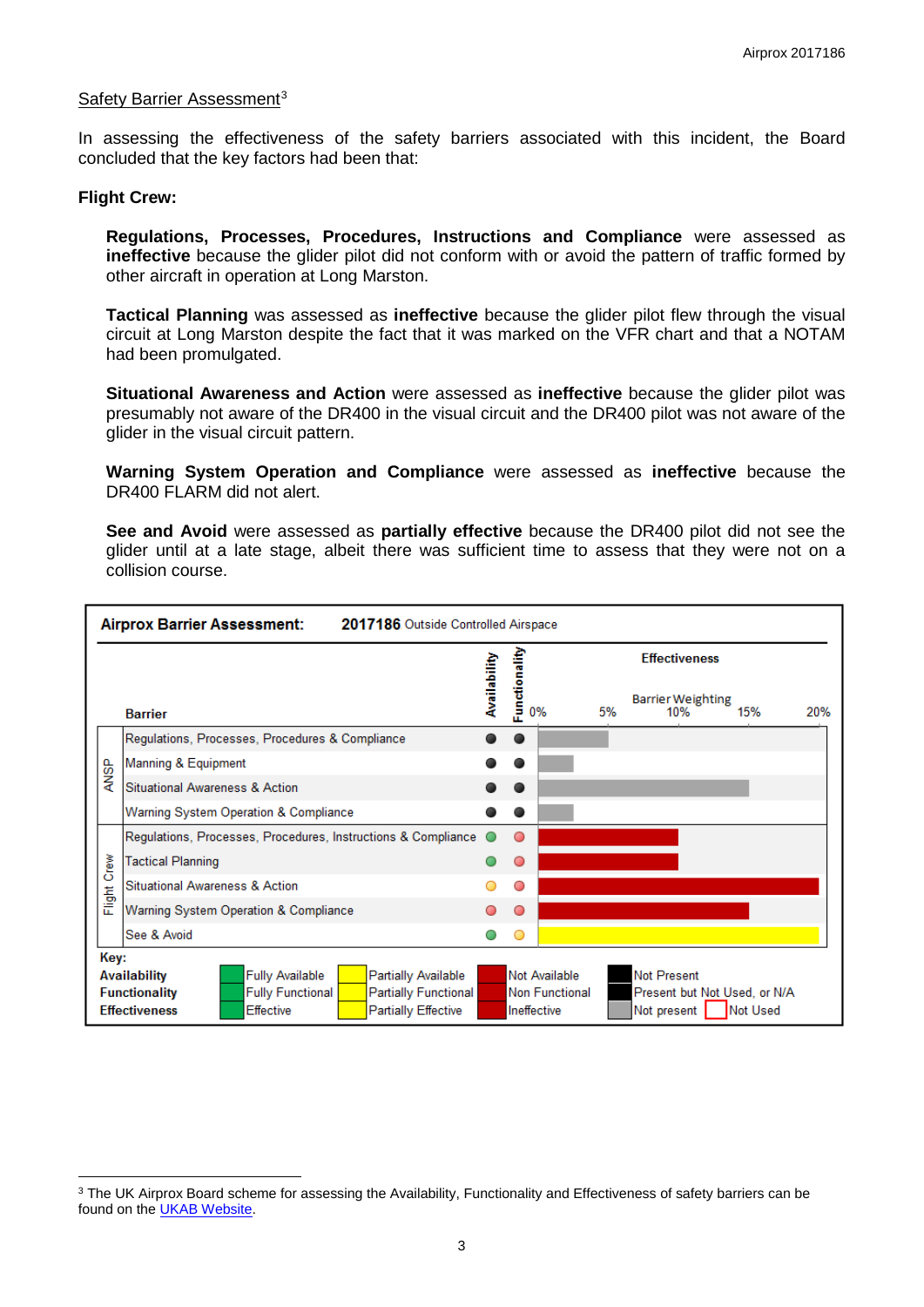Safety Barrier Assessment[3]

In assessing the effectiveness of the safety barriers associated with this incident, the Board concluded that the key factors had been that:

**Flight Crew:**

**Regulations, Processes, Procedures, Instructions and Compliance** were assessed as **ineffective** because the glider pilot did not conform with or avoid the pattern of traffic formed by other aircraft in operation at Long Marston.

**Tactical Planning** was assessed as **ineffective** because the glider pilot flew through the visual circuit at Long Marston despite the fact that it was marked on the VFR chart and that a NOTAM had been promulgated.

**Situational Awareness and Action** were assessed as **ineffective** because the glider pilot was presumably not aware of the DR400 in the visual circuit and the DR400 pilot was not aware of the glider in the visual circuit pattern.

**Warning System Operation and Compliance** were assessed as **ineffective** because the DR400 FLARM did not alert.

**See and Avoid** were assessed as **partially effective** because the DR400 pilot did not see the glider until at a late stage, albeit there was sufficient time to assess that they were not on a collision course.

**Airprox Barrier Assessment:** **2017186** Outside Controlled Airspace

Barrier
Availability
Functionality
Effectiveness
Barrier Weighting
0% 5% 10% 15% 20%

ANSP
Regulations, Processes, Procedures & Compliance
Manning & Equipment
Situational Awareness & Action
Warning System Operation & Compliance

Flight Crew
Regulations, Processes, Procedures, Instructions & Compliance
Tactical Planning
Situational Awareness & Action
Warning System Operation & Compliance
See & Avoid

Key:
Availability: Fully Available, Partially Available, Not Available, Not Present
Functionality: Fully Functional, Partially Functional, Non Functional, Present but Not Used, or N/A
Effectiveness: Effective, Partially Effective, Ineffective, Not present, Not Used

[3] The UK Airprox Board scheme for assessing the Availability, Functionality and Effectiveness of safety barriers can be found on the UKAB Website.